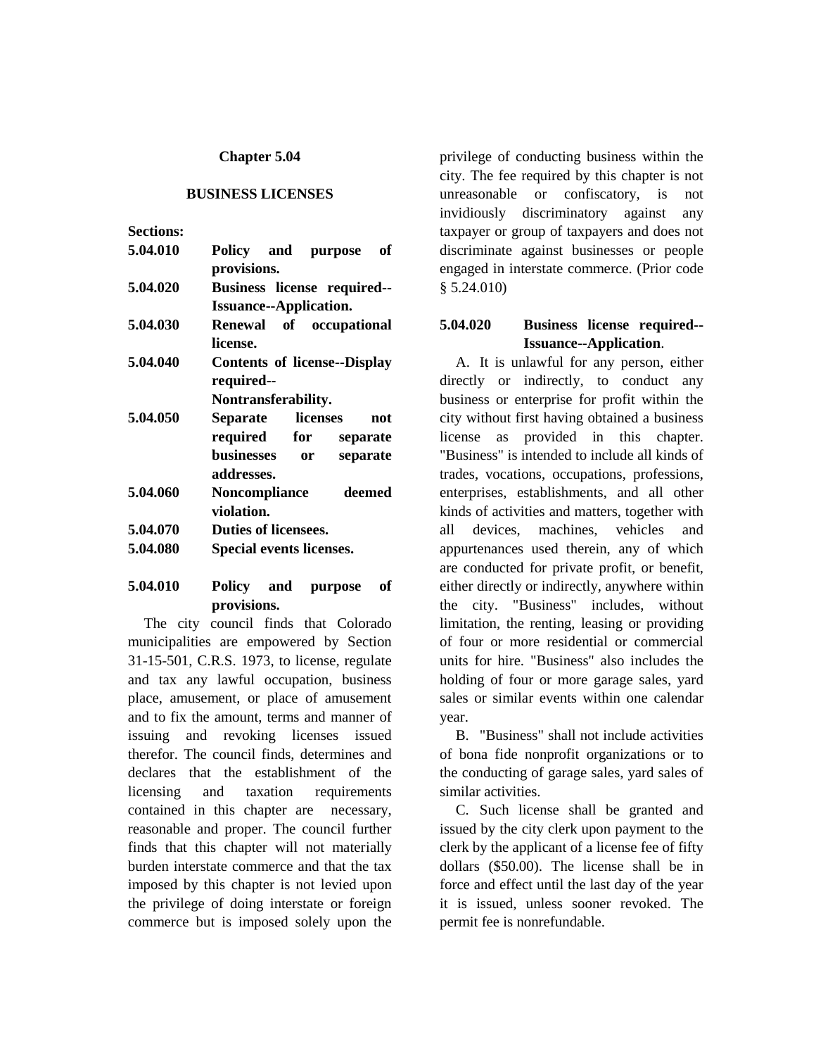# Chapter 5.04

## BUSINESS LICENSES

**Sections:**

| | |
|---|---|
| **5.04.010** | **Policy and purpose of provisions.** |
| **5.04.020** | **Business license required--Issuance--Application.** |
| **5.04.030** | **Renewal of occupational license.** |
| **5.04.040** | **Contents of license--Display required--Nontransferability.** |
| **5.04.050** | **Separate licenses not required for separate businesses or separate addresses.** |
| **5.04.060** | **Noncompliance deemed violation.** |
| **5.04.070** | **Duties of licensees.** |
| **5.04.080** | **Special events licenses.** |

### 5.04.010 Policy and purpose of provisions.

The city council finds that Colorado municipalities are empowered by Section 31-15-501, C.R.S. 1973, to license, regulate and tax any lawful occupation, business place, amusement, or place of amusement and to fix the amount, terms and manner of issuing and revoking licenses issued therefor. The council finds, determines and declares that the establishment of the licensing and taxation requirements contained in this chapter are necessary, reasonable and proper. The council further finds that this chapter will not materially burden interstate commerce and that the tax imposed by this chapter is not levied upon the privilege of doing interstate or foreign commerce but is imposed solely upon the privilege of conducting business within the city. The fee required by this chapter is not unreasonable or confiscatory, is not invidiously discriminatory against any taxpayer or group of taxpayers and does not discriminate against businesses or people engaged in interstate commerce. (Prior code § 5.24.010)

### 5.04.020 Business license required--Issuance--Application.

A. It is unlawful for any person, either directly or indirectly, to conduct any business or enterprise for profit within the city without first having obtained a business license as provided in this chapter. "Business" is intended to include all kinds of trades, vocations, occupations, professions, enterprises, establishments, and all other kinds of activities and matters, together with all devices, machines, vehicles and appurtenances used therein, any of which are conducted for private profit, or benefit, either directly or indirectly, anywhere within the city. "Business" includes, without limitation, the renting, leasing or providing of four or more residential or commercial units for hire. "Business" also includes the holding of four or more garage sales, yard sales or similar events within one calendar year.

B. "Business" shall not include activities of bona fide nonprofit organizations or to the conducting of garage sales, yard sales of similar activities.

C. Such license shall be granted and issued by the city clerk upon payment to the clerk by the applicant of a license fee of fifty dollars ($50.00). The license shall be in force and effect until the last day of the year it is issued, unless sooner revoked. The permit fee is nonrefundable.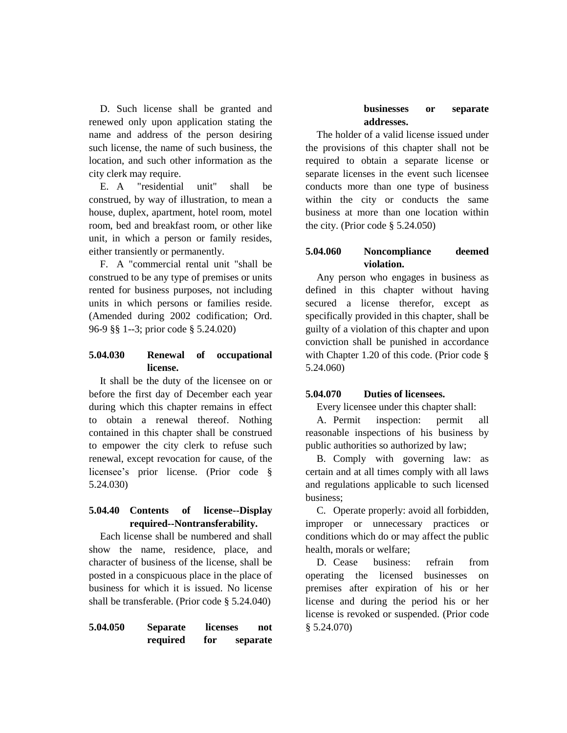D. Such license shall be granted and renewed only upon application stating the name and address of the person desiring such license, the name of such business, the location, and such other information as the city clerk may require.

E. A "residential unit" shall be construed, by way of illustration, to mean a house, duplex, apartment, hotel room, motel room, bed and breakfast room, or other like unit, in which a person or family resides, either transiently or permanently.

F. A "commercial rental unit "shall be construed to be any type of premises or units rented for business purposes, not including units in which persons or families reside. (Amended during 2002 codification; Ord. 96-9 §§ 1--3; prior code § 5.24.020)

**5.04.030 Renewal of occupational license.**

It shall be the duty of the licensee on or before the first day of December each year during which this chapter remains in effect to obtain a renewal thereof. Nothing contained in this chapter shall be construed to empower the city clerk to refuse such renewal, except revocation for cause, of the licensee's prior license. (Prior code § 5.24.030)

**5.04.40 Contents of license--Display required--Nontransferability.**

Each license shall be numbered and shall show the name, residence, place, and character of business of the license, shall be posted in a conspicuous place in the place of business for which it is issued. No license shall be transferable. (Prior code § 5.24.040)

**5.04.050 Separate licenses not required for separate businesses or separate addresses.**

The holder of a valid license issued under the provisions of this chapter shall not be required to obtain a separate license or separate licenses in the event such licensee conducts more than one type of business within the city or conducts the same business at more than one location within the city. (Prior code § 5.24.050)

**5.04.060 Noncompliance deemed violation.**

Any person who engages in business as defined in this chapter without having secured a license therefor, except as specifically provided in this chapter, shall be guilty of a violation of this chapter and upon conviction shall be punished in accordance with Chapter 1.20 of this code. (Prior code § 5.24.060)

**5.04.070 Duties of licensees.**

Every licensee under this chapter shall:

A. Permit inspection: permit all reasonable inspections of his business by public authorities so authorized by law;

B. Comply with governing law: as certain and at all times comply with all laws and regulations applicable to such licensed business;

C. Operate properly: avoid all forbidden, improper or unnecessary practices or conditions which do or may affect the public health, morals or welfare;

D. Cease business: refrain from operating the licensed businesses on premises after expiration of his or her license and during the period his or her license is revoked or suspended. (Prior code § 5.24.070)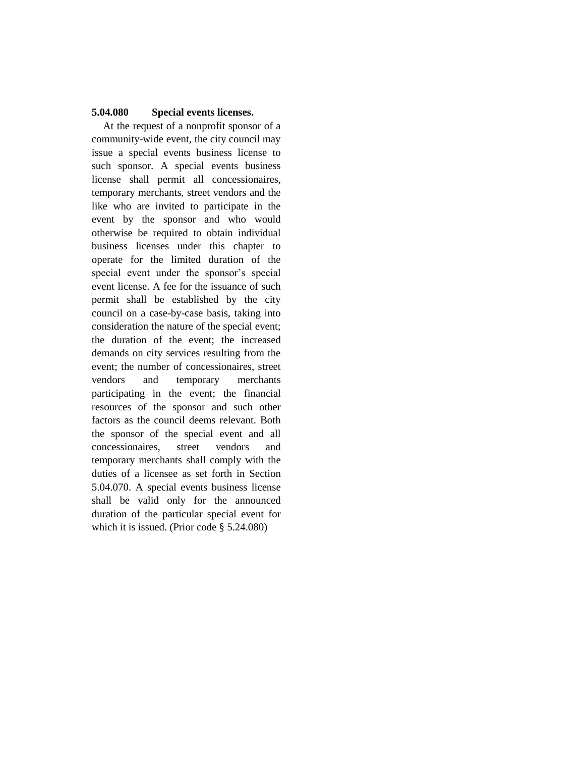**5.04.080 Special events licenses.**

At the request of a nonprofit sponsor of a community-wide event, the city council may issue a special events business license to such sponsor. A special events business license shall permit all concessionaires, temporary merchants, street vendors and the like who are invited to participate in the event by the sponsor and who would otherwise be required to obtain individual business licenses under this chapter to operate for the limited duration of the special event under the sponsor's special event license. A fee for the issuance of such permit shall be established by the city council on a case-by-case basis, taking into consideration the nature of the special event; the duration of the event; the increased demands on city services resulting from the event; the number of concessionaires, street vendors and temporary merchants participating in the event; the financial resources of the sponsor and such other factors as the council deems relevant. Both the sponsor of the special event and all concessionaires, street vendors and temporary merchants shall comply with the duties of a licensee as set forth in Section 5.04.070. A special events business license shall be valid only for the announced duration of the particular special event for which it is issued. (Prior code § 5.24.080)